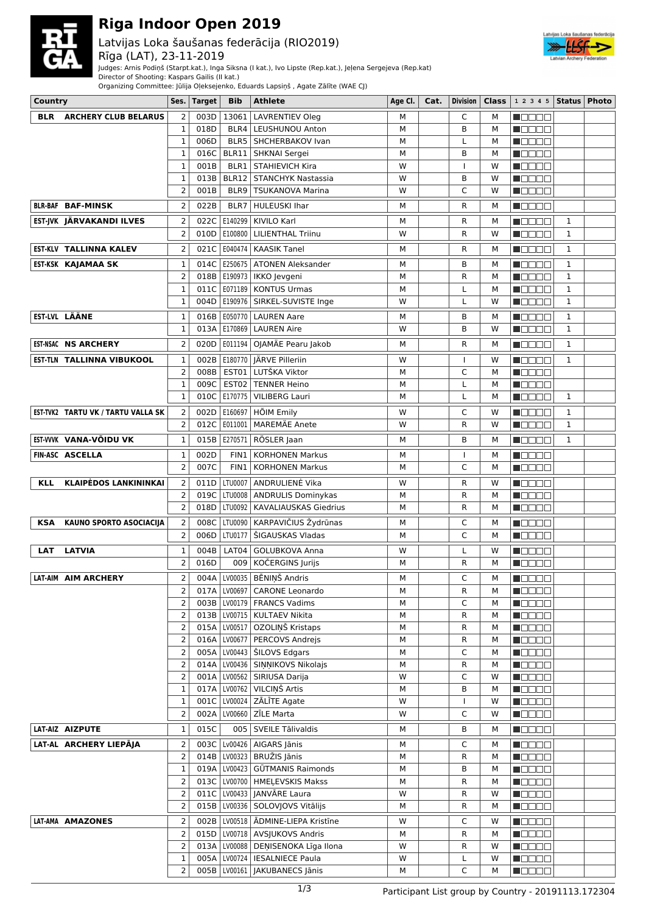# Riga Indoor Open 2019

## Latvijas Loka šaušanas federācija (RIO2019)

Rīga (LAT), 23-11-2019

Judges: Arnis Podiņš (Starpt.kat.), Inga Siksna (I kat.), Ivo Lipste (Rep.kat.), Jeļena Sergejeva (Rep.kat)
Director of Shooting: Kaspars Gailis (II kat.)
Organizing Committee: Jūlija Oļeksejenko, Eduards Lapsiņš , Agate Zālīte (WAE CJ)

| Country | Ses. | Target | Bib | Athlete | Age Cl. | Cat. | Division | Class | 1 2 3 4 5 | Status | Photo |
|---|---|---|---|---|---|---|---|---|---|---|---|
| BLR ARCHERY CLUB BELARUS | 2 | 003D | 13061 | LAVRENTIEV Oleg | M | | C | M | ■□□□□ | | |
| | 1 | 018D | BLR4 | LEUSHUNOU Anton | M | | B | M | ■□□□□ | | |
| | 1 | 006D | BLR5 | SHCHERBAKOV Ivan | M | | L | M | ■□□□□ | | |
| | 1 | 016C | BLR11 | SHKNAI Sergei | M | | B | M | ■□□□□ | | |
| | 1 | 001B | BLR1 | STAHIEVICH Kira | W | | I | W | ■□□□□ | | |
| | 1 | 013B | BLR12 | STANCHYK Nastassia | W | | B | W | ■□□□□ | | |
| | 2 | 001B | BLR9 | TSUKANOVA Marina | W | | C | W | ■□□□□ | | |
| BLR-BAF BAF-MINSK | 2 | 022B | BLR7 | HULEUSKI Ihar | M | | R | M | ■□□□□ | | |
| EST-JVK JÄRVAKANDI ILVES | 2 | 022C | E140299 | KIVILO Karl | M | | R | M | ■□□□□ | 1 | |
| | 2 | 010D | E100800 | LILIENTHAL Triinu | W | | R | W | ■□□□□ | 1 | |
| EST-KLV TALLINNA KALEV | 2 | 021C | E040474 | KAASIK Tanel | M | | R | M | ■□□□□ | 1 | |
| EST-KSK KAJAMAA SK | 1 | 014C | E250675 | ATONEN Aleksander | M | | B | M | ■□□□□ | 1 | |
| | 2 | 018B | E190973 | IKKO Jevgeni | M | | R | M | ■□□□□ | 1 | |
| | 1 | 011C | E071189 | KONTUS Urmas | M | | L | M | ■□□□□ | 1 | |
| | 1 | 004D | E190976 | SIRKEL-SUVISTE Inge | W | | L | W | ■□□□□ | 1 | |
| EST-LVL LÄÄNE | 1 | 016B | E050770 | LAUREN Aare | M | | B | M | ■□□□□ | 1 | |
| | 1 | 013A | E170869 | LAUREN Aire | W | | B | W | ■□□□□ | 1 | |
| EST-NSAC NS ARCHERY | 2 | 020D | E011194 | OJAMÄE Pearu Jakob | M | | R | M | ■□□□□ | 1 | |
| EST-TLN TALLINNA VIBUKOOL | 1 | 002B | E180770 | JÄRVE Pilleriin | W | | I | W | ■□□□□ | 1 | |
| | 2 | 008B | EST01 | LUTŠKA Viktor | M | | C | M | ■□□□□ | | |
| | 1 | 009C | EST02 | TENNER Heino | M | | L | M | ■□□□□ | | |
| | 1 | 010C | E170775 | VILIBERG Lauri | M | | L | M | ■□□□□ | 1 | |
| EST-TVK2 TARTU VK / TARTU VALLA SK | 2 | 002D | E160697 | HÕIM Emily | W | | C | W | ■□□□□ | 1 | |
| | 2 | 012C | E011001 | MAREMÄE Anete | W | | R | W | ■□□□□ | 1 | |
| EST-VVVK VANA-VÕIDU VK | 1 | 015B | E270571 | RÖSLER Jaan | M | | B | M | ■□□□□ | 1 | |
| FIN-ASC ASCELLA | 1 | 002D | FIN1 | KORHONEN Markus | M | | I | M | ■□□□□ | | |
| | 2 | 007C | FIN1 | KORHONEN Markus | M | | C | M | ■□□□□ | | |
| KLL KLAIPĖDOS LANKININKAI | 2 | 011D | LTU0007 | ANDRULIENĖ Vika | W | | R | W | ■□□□□ | | |
| | 2 | 019C | LTU0008 | ANDRULIS Dominykas | M | | R | M | ■□□□□ | | |
| | 2 | 018D | LTU0092 | KAVALIAUSKAS Giedrius | M | | R | M | ■□□□□ | | |
| KSA KAUNO SPORTO ASOCIACIJA | 2 | 008C | LTU0090 | KARPAVIČIUS Žydrūnas | M | | C | M | ■□□□□ | | |
| | 2 | 006D | LTU0177 | ŠIGAUSKAS Vladas | M | | C | M | ■□□□□ | | |
| LAT LATVIA | 1 | 004B | LAT04 | GOLUBKOVA Anna | W | | L | W | ■□□□□ | | |
| | 2 | 016D | 009 | KOČERGINS Jurijs | M | | R | M | ■□□□□ | | |
| LAT-AIM AIM ARCHERY | 2 | 004A | LV00035 | BĒNIŅŠ Andris | M | | C | M | ■□□□□ | | |
| | 2 | 017A | LV00697 | CARONE Leonardo | M | | R | M | ■□□□□ | | |
| | 2 | 003B | LV00179 | FRANCS Vadims | M | | C | M | ■□□□□ | | |
| | 2 | 013B | LV00715 | KULTAEV Nikita | M | | R | M | ■□□□□ | | |
| | 2 | 015A | LV00517 | OZOLIŅŠ Kristaps | M | | R | M | ■□□□□ | | |
| | 2 | 016A | LV00677 | PERCOVS Andrejs | M | | R | M | ■□□□□ | | |
| | 2 | 005A | LV00443 | ŠILOVS Edgars | M | | C | M | ■□□□□ | | |
| | 2 | 014A | LV00436 | SIŅŅIKOVS Nikolajs | M | | R | M | ■□□□□ | | |
| | 2 | 001A | LV00562 | SIRIUSA Darija | W | | C | W | ■□□□□ | | |
| | 1 | 017A | LV00762 | VILCIŅŠ Artis | M | | B | M | ■□□□□ | | |
| | 1 | 001C | LV00024 | ZĀLĪTE Agate | W | | I | W | ■□□□□ | | |
| | 2 | 002A | LV00660 | ZĪLE Marta | W | | C | W | ■□□□□ | | |
| LAT-AIZ AIZPUTE | 1 | 015C | 005 | SVEILE Tālivaldis | M | | B | M | ■□□□□ | | |
| LAT-AL ARCHERY LIEPĀJA | 2 | 003C | Lv00426 | AIGARS Jānis | M | | C | M | ■□□□□ | | |
| | 2 | 014B | LV00323 | BRUŽIS Jānis | M | | R | M | ■□□□□ | | |
| | 1 | 019A | LV00423 | GŪTMANIS Raimonds | M | | B | M | ■□□□□ | | |
| | 2 | 013C | LV00700 | HMEĻEVSKIS Makss | M | | R | M | ■□□□□ | | |
| | 2 | 011C | LV00433 | JANVĀRE Laura | W | | R | W | ■□□□□ | | |
| | 2 | 015B | LV00336 | SOLOVJOVS Vitālijs | M | | R | M | ■□□□□ | | |
| LAT-AMA AMAZONES | 2 | 002B | LV00518 | ĀDMINE-LIEPA Kristīne | W | | C | W | ■□□□□ | | |
| | 2 | 015D | LV00718 | AVSJUKOVS Andris | M | | R | M | ■□□□□ | | |
| | 2 | 013A | LV00088 | DEŅISENOKA Līga Ilona | W | | R | W | ■□□□□ | | |
| | 1 | 005A | LV00724 | IESALNIECE Paula | W | | L | W | ■□□□□ | | |
| | 2 | 005B | LV00161 | JAKUBANECS Jānis | M | | C | M | ■□□□□ | | |

Participant List group by Country - 20191113.172304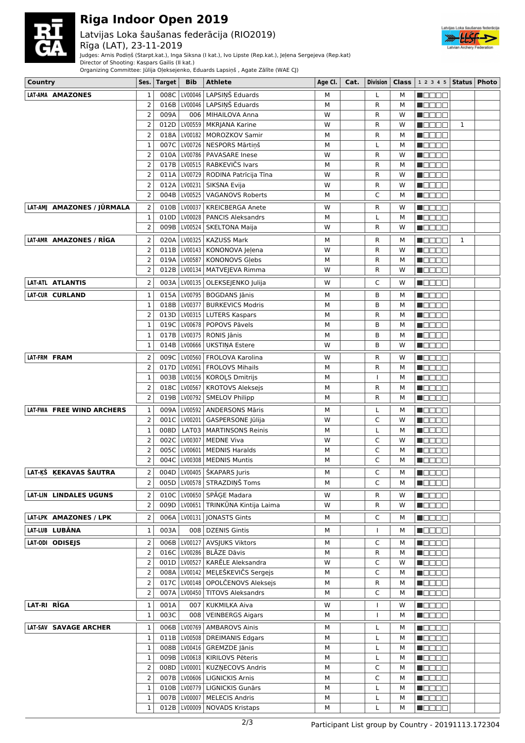# Riga Indoor Open 2019

## Latvijas Loka šaušanas federācija (RIO2019)

Rīga (LAT), 23-11-2019

Judges: Arnis Podiņš (Starpt.kat.), Inga Siksna (I kat.), Ivo Lipste (Rep.kat.), Jeļena Sergejeva (Rep.kat)
Director of Shooting: Kaspars Gailis (II kat.)
Organizing Committee: Jūlija Oļeksejenko, Eduards Lapsiņš , Agate Zālīte (WAE CJ)

| Country | Ses. | Target | Bib | Athlete | Age Cl. | Cat. | Division | Class | 1 2 3 4 5 | Status | Photo |
|---|---|---|---|---|---|---|---|---|---|---|---|
| LAT-AMA AMAZONES | 1 | 008C | LV00046 | LAPSIŅŠ Eduards | M | | L | M | | | |
| | 2 | 016B | LV00046 | LAPSIŅŠ Eduards | M | | R | M | | | |
| | 2 | 009A | 006 | MIHAILOVA Anna | W | | R | W | | | |
| | 2 | 012D | LV00559 | MKRJANA Karine | W | | R | W | | 1 | |
| | 2 | 018A | LV00182 | MOROZKOV Samir | M | | R | M | | | |
| | 1 | 007C | LV00726 | NESPORS Mārtiņš | M | | L | M | | | |
| | 2 | 010A | LV00786 | PAVASARE Inese | W | | R | W | | | |
| | 2 | 017B | LV00515 | RABKEVIČS Ivars | M | | R | M | | | |
| | 2 | 011A | LV00729 | RODINA Patrīcija Tīna | W | | R | W | | | |
| | 2 | 012A | LV00231 | SIKSNA Evija | W | | R | W | | | |
| | 2 | 004B | LV00525 | VAGANOVS Roberts | M | | C | M | | | |
| LAT-AMJ AMAZONES / JŪRMALA | 2 | 010B | LV00037 | KREICBERGA Anete | W | | R | W | | | |
| | 1 | 010D | LV00028 | PANCIS Aleksandrs | M | | L | M | | | |
| | 2 | 009B | LV00524 | SKELTONA Maija | W | | R | W | | | |
| LAT-AMR AMAZONES / RĪGA | 2 | 020A | LV00325 | KAZUSS Mark | M | | R | M | | 1 | |
| | 2 | 011B | LV00143 | KONONOVA Jeļena | W | | R | W | | | |
| | 2 | 019A | LV00587 | KONONOVS Glebs | M | | R | M | | | |
| | 2 | 012B | LV00134 | MATVEJEVA Rimma | W | | R | W | | | |
| LAT-ATL ATLANTIS | 2 | 003A | LV00135 | OLEKSEJENKO Julija | W | | C | W | | | |
| LAT-CUR CURLAND | 1 | 015A | LV00795 | BOGDANS Jānis | M | | B | M | | | |
| | 1 | 018B | LV00377 | BURKEVICS Modris | M | | B | M | | | |
| | 2 | 013D | LV00315 | LUTERS Kaspars | M | | R | M | | | |
| | 1 | 019C | LV00678 | POPOVS Pāvels | M | | B | M | | | |
| | 1 | 017B | LV00375 | RONIS Jānis | M | | B | M | | | |
| | 1 | 014B | LV00666 | UKSTIŅA Estere | W | | B | W | | | |
| LAT-FRM FRAM | 2 | 009C | LV00560 | FROLOVA Karolina | W | | R | W | | | |
| | 2 | 017D | LV00561 | FROLOVS Mihails | M | | R | M | | | |
| | 1 | 003B | LV00156 | KOROĻS Dmitrijs | M | | I | M | | | |
| | 2 | 018C | LV00567 | KROTOVS Aleksejs | M | | R | M | | | |
| | 2 | 019B | LV00792 | SMELOV Philipp | M | | R | M | | | |
| LAT-FWA FREE WIND ARCHERS | 1 | 009A | LV00592 | ANDERSONS Māris | M | | L | M | | | |
| | 2 | 001C | LV00201 | GASPERSONE Jūlija | W | | C | W | | | |
| | 1 | 008D | LAT03 | MARTINSONS Reinis | M | | L | M | | | |
| | 2 | 002C | LV00307 | MEDNE Viva | W | | C | W | | | |
| | 2 | 005C | LV00601 | MEDNIS Haralds | M | | C | M | | | |
| | 2 | 004C | LV00308 | MEDNIS Muntis | M | | C | M | | | |
| LAT-ĶŠ ĶEKAVAS ŠAUTRA | 2 | 004D | LV00405 | ŠKAPARS Juris | M | | C | M | | | |
| | 2 | 005D | LV00578 | STRAZDIŅŠ Toms | M | | C | M | | | |
| LAT-LIN LINDALES UGUNS | 2 | 010C | LV00650 | SPĀĢE Madara | W | | R | W | | | |
| | 2 | 009D | LV00651 | TRINKŪNA Kintija Laima | W | | R | W | | | |
| LAT-LPK AMAZONES / LPK | 2 | 006A | LV00131 | JONASTS Gints | M | | C | M | | | |
| LAT-LUB LUBĀNA | 1 | 003A | 008 | DZENIS Gintis | M | | I | M | | | |
| LAT-ODI ODISEJS | 2 | 006B | LV00127 | AVSJUKS Viktors | M | | C | M | | | |
| | 2 | 016C | LV00286 | BLĀZE Dāvis | M | | R | M | | | |
| | 2 | 001D | LV00527 | KARĒLE Aleksandra | W | | C | W | | | |
| | 2 | 008A | LV00142 | MEĻEŠKEVIČS Sergejs | M | | C | M | | | |
| | 2 | 017C | LV00148 | OPOLČENOVS Aleksejs | M | | R | M | | | |
| | 2 | 007A | LV00450 | TITOVS Aleksandrs | M | | C | M | | | |
| LAT-RI RĪGA | 1 | 001A | 007 | KUKMILKA Aiva | W | | I | W | | | |
| | 1 | 003C | 008 | VEINBERGS Aigars | M | | I | M | | | |
| LAT-SAV SAVAGE ARCHER | 1 | 006B | LV00769 | AMBAROVS Ainis | M | | L | M | | | |
| | 1 | 011B | LV00508 | DREIMANIS Edgars | M | | L | M | | | |
| | 1 | 008B | LV00416 | GREMZDE Jānis | M | | L | M | | | |
| | 1 | 009B | LV00618 | KIRILOVS Pēteris | M | | L | M | | | |
| | 2 | 008D | LV00001 | KUZŅECOVS Andris | M | | C | M | | | |
| | 2 | 007B | LV00606 | LIGNICKIS Arnis | M | | C | M | | | |
| | 1 | 010B | LV00779 | LIGNICKIS Gunārs | M | | L | M | | | |
| | 1 | 007B | LV00007 | MELECIS Andris | M | | L | M | | | |
| | 1 | 012B | LV00009 | NOVADS Kristaps | M | | L | M | | | |

Participant List group by Country - 20191113.172304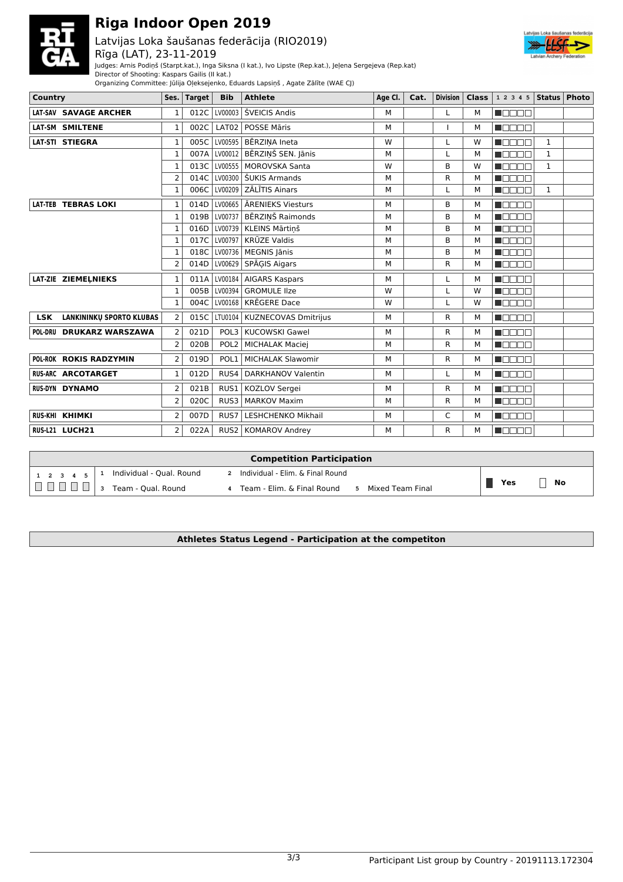# Riga Indoor Open 2019

Latvijas Loka šaušanas federācija (RIO2019)
Rīga (LAT), 23-11-2019

Judges: Arnis Podiņš (Starpt.kat.), Inga Siksna (I kat.), Ivo Lipste (Rep.kat.), Jeļena Sergejeva (Rep.kat)
Director of Shooting: Kaspars Gailis (II kat.)
Organizing Committee: Jūlija Oļeksejenko, Eduards Lapsiņš , Agate Zālīte (WAE CJ)

| Country | Ses. | Target | Bib | Athlete | Age Cl. | Cat. | Division | Class | 1 2 3 4 5 | Status | Photo |
|---|---|---|---|---|---|---|---|---|---|---|---|
| LAT-SAV SAVAGE ARCHER | 1 | 012C | LV00003 | ŠVEICIS Andis | M | | L | M | ■□□□□ | | |
| LAT-SM SMILTENE | 1 | 002C | LAT02 | POSSE Māris | M | | I | M | ■□□□□ | | |
| LAT-STI STIEGRA | 1 | 005C | LV00595 | BĒRZIŅA Ineta | W | | L | W | ■□□□□ | 1 | |
| | 1 | 007A | LV00012 | BĒRZIŅŠ SEN. Jānis | M | | L | M | ■□□□□ | 1 | |
| | 1 | 013C | LV00555 | MOROVSKA Santa | W | | B | W | ■□□□□ | 1 | |
| | 2 | 014C | LV00300 | ŠUKIS Armands | M | | R | M | ■□□□□ | | |
| | 1 | 006C | LV00209 | ZĀLĪTIS Ainars | M | | L | M | ■□□□□ | 1 | |
| LAT-TEB TEBRAS LOKI | 1 | 014D | LV00665 | ĀRENIEKS Viesturs | M | | B | M | ■□□□□ | | |
| | 1 | 019B | LV00737 | BĒRZIŅŠ Raimonds | M | | B | M | ■□□□□ | | |
| | 1 | 016D | LV00739 | KLEINS Mārtiņš | M | | B | M | ■□□□□ | | |
| | 1 | 017C | LV00797 | KRŪZE Valdis | M | | B | M | ■□□□□ | | |
| | 1 | 018C | LV00736 | MEGNIS Jānis | M | | B | M | ■□□□□ | | |
| | 2 | 014D | LV00629 | SPĀĢIS Aigars | M | | R | M | ■□□□□ | | |
| LAT-ZIE ZIEMEĻNIEKS | 1 | 011A | LV00184 | AIGARS Kaspars | M | | L | M | ■□□□□ | | |
| | 1 | 005B | LV00394 | GROMULE Ilze | W | | L | W | ■□□□□ | | |
| | 1 | 004C | LV00168 | KRĒGERE Dace | W | | L | W | ■□□□□ | | |
| LSK LANKININKŲ SPORTO KLUBAS | 2 | 015C | LTU0104 | KUZNECOVAS Dmitrijus | M | | R | M | ■□□□□ | | |
| POL-DRU DRUKARZ WARSZAWA | 2 | 021D | POL3 | KUCOWSKI Gawel | M | | R | M | ■□□□□ | | |
| | 2 | 020B | POL2 | MICHALAK Maciej | M | | R | M | ■□□□□ | | |
| POL-ROK ROKIS RADZYMIN | 2 | 019D | POL1 | MICHALAK Slawomir | M | | R | M | ■□□□□ | | |
| RUS-ARC ARCOTARGET | 1 | 012D | RUS4 | DARKHANOV Valentin | M | | L | M | ■□□□□ | | |
| RUS-DYN DYNAMO | 2 | 021B | RUS1 | KOZLOV Sergei | M | | R | M | ■□□□□ | | |
| | 2 | 020C | RUS3 | MARKOV Maxim | M | | R | M | ■□□□□ | | |
| RUS-KHI KHIMKI | 2 | 007D | RUS7 | LESHCHENKO Mikhail | M | | C | M | ■□□□□ | | |
| RUS-L21 LUCH21 | 2 | 022A | RUS2 | KOMAROV Andrey | M | | R | M | ■□□□□ | | |

**Competition Participation**

| 1 2 3 4 5 | | | |
|---|---|---|---|
| □ □ □ □ □ | 1 Individual - Qual. Round | 2 Individual - Elim. & Final Round | ■ Yes □ No |
| | 3 Team - Qual. Round | 4 Team - Elim. & Final Round 5 Mixed Team Final | |

**Athletes Status Legend - Participation at the competiton**

Participant List group by Country - 20191113.172304